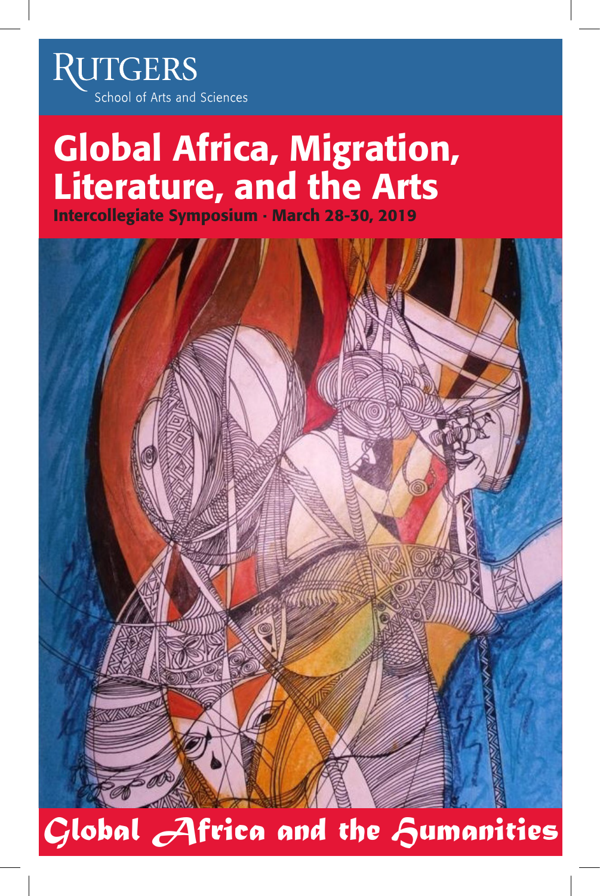RUTGERS
School of Arts and Sciences

# Global Africa, Migration, Literature, and the Arts

**Intercollegiate Symposium · March 28-30, 2019**

## Global Africa and the Humanities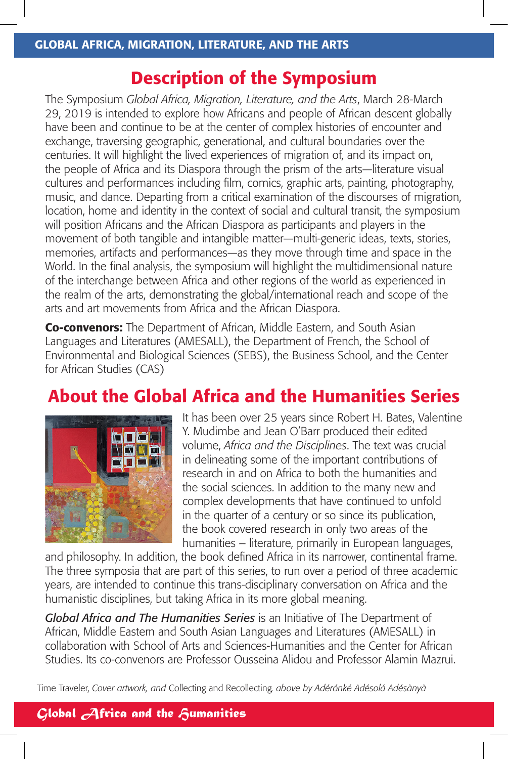## Description of the Symposium

The Symposium *Global Africa, Migration, Literature, and the Arts*, March 28-March 29, 2019 is intended to explore how Africans and people of African descent globally have been and continue to be at the center of complex histories of encounter and exchange, traversing geographic, generational, and cultural boundaries over the centuries. It will highlight the lived experiences of migration of, and its impact on, the people of Africa and its Diaspora through the prism of the arts—literature visual cultures and performances including film, comics, graphic arts, painting, photography, music, and dance. Departing from a critical examination of the discourses of migration, location, home and identity in the context of social and cultural transit, the symposium will position Africans and the African Diaspora as participants and players in the movement of both tangible and intangible matter—multi-generic ideas, texts, stories, memories, artifacts and performances—as they move through time and space in the World. In the final analysis, the symposium will highlight the multidimensional nature of the interchange between Africa and other regions of the world as experienced in the realm of the arts, demonstrating the global/international reach and scope of the arts and art movements from Africa and the African Diaspora.

**Co-convenors:** The Department of African, Middle Eastern, and South Asian Languages and Literatures (AMESALL), the Department of French, the School of Environmental and Biological Sciences (SEBS), the Business School, and the Center for African Studies (CAS)

## About the Global Africa and the Humanities Series

It has been over 25 years since Robert H. Bates, Valentine Y. Mudimbe and Jean O'Barr produced their edited volume, *Africa and the Disciplines*. The text was crucial in delineating some of the important contributions of research in and on Africa to both the humanities and the social sciences. In addition to the many new and complex developments that have continued to unfold in the quarter of a century or so since its publication, the book covered research in only two areas of the humanities – literature, primarily in European languages, and philosophy. In addition, the book defined Africa in its narrower, continental frame. The three symposia that are part of this series, to run over a period of three academic years, are intended to continue this trans-disciplinary conversation on Africa and the humanistic disciplines, but taking Africa in its more global meaning.

***Global Africa and The Humanities Series*** is an Initiative of The Department of African, Middle Eastern and South Asian Languages and Literatures (AMESALL) in collaboration with School of Arts and Sciences-Humanities and the Center for African Studies. Its co-convenors are Professor Ousseina Alidou and Professor Alamin Mazrui.

Time Traveler, *Cover artwork, and* Collecting and Recollecting, *above by Adérónké Adésọlá Adésànyà*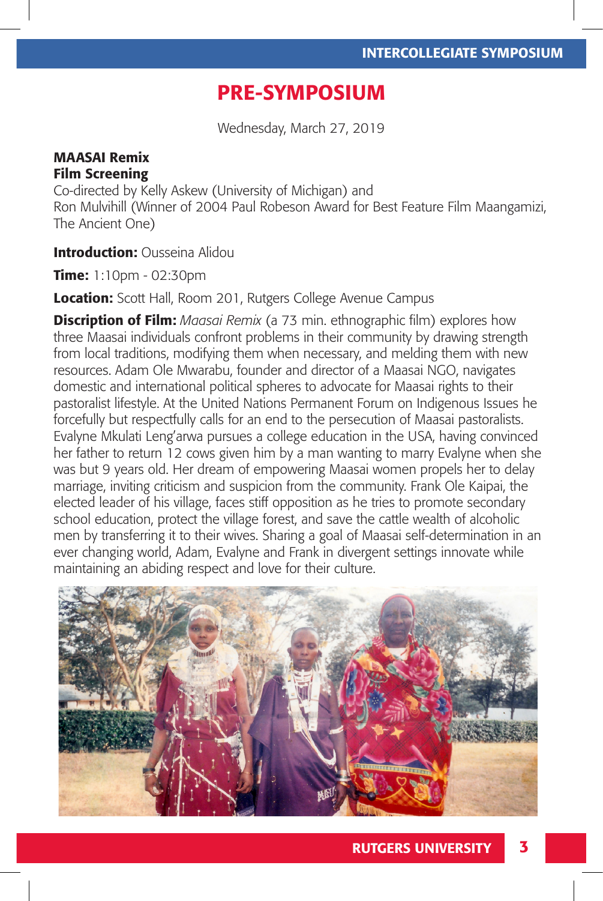## PRE-SYMPOSIUM

Wednesday, March 27, 2019

**MAASAI Remix**
**Film Screening**
Co-directed by Kelly Askew (University of Michigan) and
Ron Mulvihill (Winner of 2004 Paul Robeson Award for Best Feature Film Maangamizi, The Ancient One)

**Introduction:** Ousseina Alidou

**Time:** 1:10pm - 02:30pm

**Location:** Scott Hall, Room 201, Rutgers College Avenue Campus

**Discription of Film:** *Maasai Remix* (a 73 min. ethnographic film) explores how three Maasai individuals confront problems in their community by drawing strength from local traditions, modifying them when necessary, and melding them with new resources. Adam Ole Mwarabu, founder and director of a Maasai NGO, navigates domestic and international political spheres to advocate for Maasai rights to their pastoralist lifestyle. At the United Nations Permanent Forum on Indigenous Issues he forcefully but respectfully calls for an end to the persecution of Maasai pastoralists. Evalyne Mkulati Leng'arwa pursues a college education in the USA, having convinced her father to return 12 cows given him by a man wanting to marry Evalyne when she was but 9 years old. Her dream of empowering Maasai women propels her to delay marriage, inviting criticism and suspicion from the community. Frank Ole Kaipai, the elected leader of his village, faces stiff opposition as he tries to promote secondary school education, protect the village forest, and save the cattle wealth of alcoholic men by transferring it to their wives. Sharing a goal of Maasai self-determination in an ever changing world, Adam, Evalyne and Frank in divergent settings innovate while maintaining an abiding respect and love for their culture.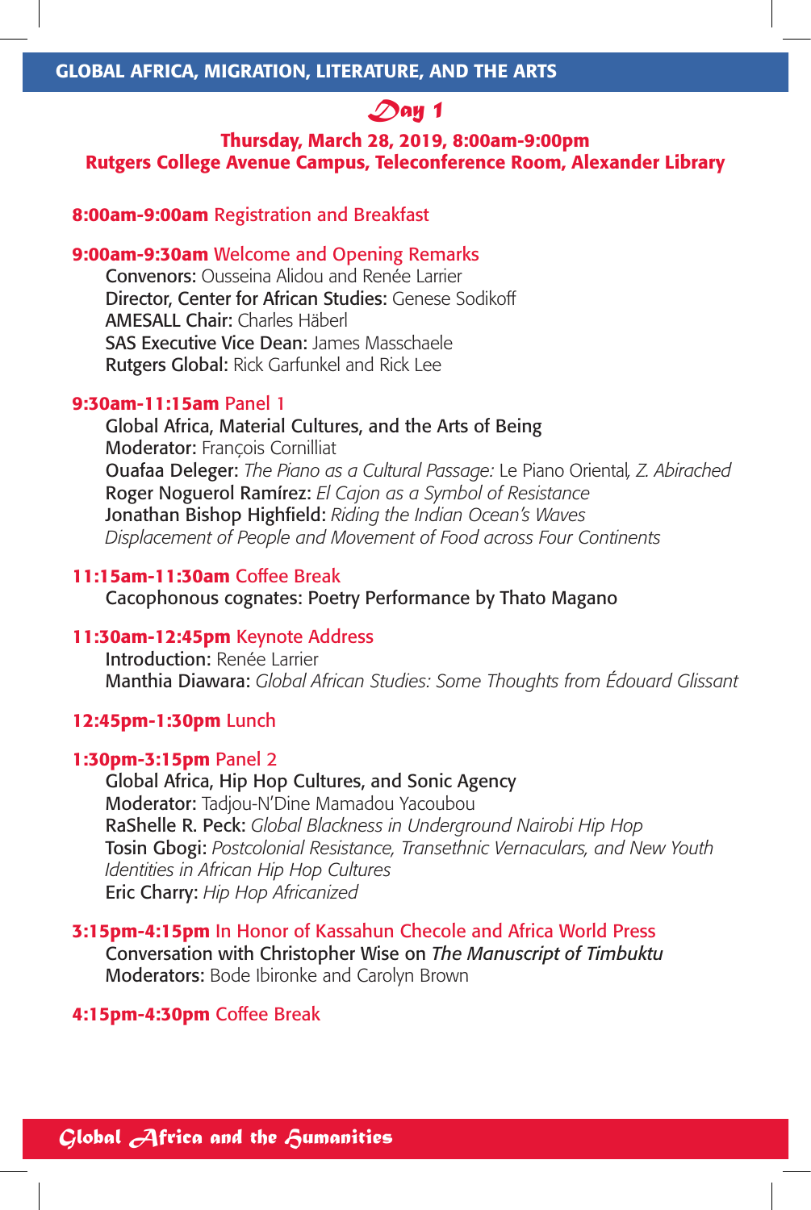GLOBAL AFRICA, MIGRATION, LITERATURE, AND THE ARTS

## *Day 1*

**Thursday, March 28, 2019, 8:00am-9:00pm**
**Rutgers College Avenue Campus, Teleconference Room, Alexander Library**

**8:00am-9:00am** Registration and Breakfast

**9:00am-9:30am** Welcome and Opening Remarks
Convenors: Ousseina Alidou and Renée Larrier
Director, Center for African Studies: Genese Sodikoff
AMESALL Chair: Charles Häberl
SAS Executive Vice Dean: James Masschaele
Rutgers Global: Rick Garfunkel and Rick Lee

**9:30am-11:15am** Panel 1
Global Africa, Material Cultures, and the Arts of Being
Moderator: François Cornilliat
Ouafaa Deleger: *The Piano as a Cultural Passage:* Le Piano Oriental*, Z. Abirached*
Roger Noguerol Ramírez: *El Cajon as a Symbol of Resistance*
Jonathan Bishop Highfield: *Riding the Indian Ocean's Waves*
*Displacement of People and Movement of Food across Four Continents*

**11:15am-11:30am** Coffee Break
Cacophonous cognates: Poetry Performance by Thato Magano

**11:30am-12:45pm** Keynote Address
Introduction: Renée Larrier
Manthia Diawara: *Global African Studies: Some Thoughts from Édouard Glissant*

**12:45pm-1:30pm** Lunch

**1:30pm-3:15pm** Panel 2
Global Africa, Hip Hop Cultures, and Sonic Agency
Moderator: Tadjou-N'Dine Mamadou Yacoubou
RaShelle R. Peck: *Global Blackness in Underground Nairobi Hip Hop*
Tosin Gbogi: *Postcolonial Resistance, Transethnic Vernaculars, and New Youth Identities in African Hip Hop Cultures*
Eric Charry: *Hip Hop Africanized*

**3:15pm-4:15pm** In Honor of Kassahun Checole and Africa World Press
Conversation with Christopher Wise on *The Manuscript of Timbuktu*
Moderators: Bode Ibironke and Carolyn Brown

**4:15pm-4:30pm** Coffee Break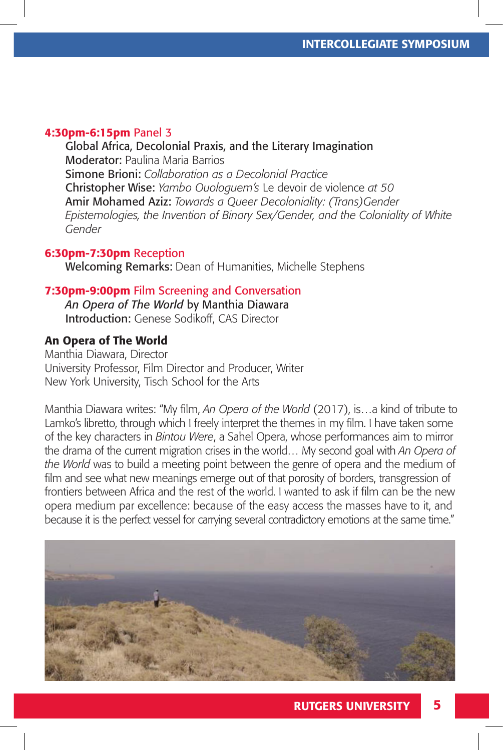**4:30pm-6:15pm** Panel 3

Global Africa, Decolonial Praxis, and the Literary Imagination

**Moderator:** Paulina Maria Barrios

**Simone Brioni:** *Collaboration as a Decolonial Practice*

**Christopher Wise:** *Yambo Ouologuem's* Le devoir de violence *at 50*

**Amir Mohamed Aziz:** *Towards a Queer Decoloniality: (Trans)Gender Epistemologies, the Invention of Binary Sex/Gender, and the Coloniality of White Gender*

**6:30pm-7:30pm** Reception

**Welcoming Remarks:** Dean of Humanities, Michelle Stephens

**7:30pm-9:00pm** Film Screening and Conversation

*An Opera of The World* by Manthia Diawara

**Introduction:** Genese Sodikoff, CAS Director

## An Opera of The World

Manthia Diawara, Director
University Professor, Film Director and Producer, Writer
New York University, Tisch School for the Arts

Manthia Diawara writes: "My film, *An Opera of the World* (2017), is…a kind of tribute to Lamko's libretto, through which I freely interpret the themes in my film. I have taken some of the key characters in *Bintou Were*, a Sahel Opera, whose performances aim to mirror the drama of the current migration crises in the world… My second goal with *An Opera of the World* was to build a meeting point between the genre of opera and the medium of film and see what new meanings emerge out of that porosity of borders, transgression of frontiers between Africa and the rest of the world. I wanted to ask if film can be the new opera medium par excellence: because of the easy access the masses have to it, and because it is the perfect vessel for carrying several contradictory emotions at the same time."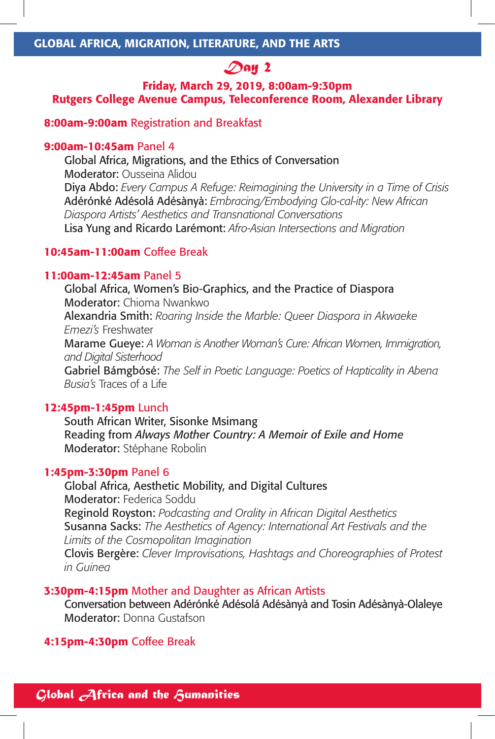## GLOBAL AFRICA, MIGRATION, LITERATURE, AND THE ARTS

# Day 2

**Friday, March 29, 2019, 8:00am-9:30pm**
**Rutgers College Avenue Campus, Teleconference Room, Alexander Library**

**8:00am-9:00am** Registration and Breakfast

**9:00am-10:45am** Panel 4

Global Africa, Migrations, and the Ethics of Conversation
Moderator: Ousseina Alidou
Diya Abdo: *Every Campus A Refuge: Reimagining the University in a Time of Crisis*
Adérónké Adésolá Adésànyà: *Embracing/Embodying Glo-cal-ity: New African Diaspora Artists' Aesthetics and Transnational Conversations*
Lisa Yung and Ricardo Larémont: *Afro-Asian Intersections and Migration*

**10:45am-11:00am** Coffee Break

**11:00am-12:45am** Panel 5

Global Africa, Women's Bio-Graphics, and the Practice of Diaspora
Moderator: Chioma Nwankwo
Alexandria Smith: *Roaring Inside the Marble: Queer Diaspora in Akwaeke Emezi's* Freshwater
Marame Gueye: *A Woman is Another Woman's Cure: African Women, Immigration, and Digital Sisterhood*
Gabriel Bámgbóṣé: *The Self in Poetic Language: Poetics of Hapticality in Abena Busia's* Traces of a Life

**12:45pm-1:45pm** Lunch

South African Writer, Sisonke Msimang
Reading from *Always Mother Country: A Memoir of Exile and Home*
Moderator: Stéphane Robolin

**1:45pm-3:30pm** Panel 6

Global Africa, Aesthetic Mobility, and Digital Cultures
Moderator: Federica Soddu
Reginold Royston: *Podcasting and Orality in African Digital Aesthetics*
Susanna Sacks: *The Aesthetics of Agency: International Art Festivals and the Limits of the Cosmopolitan Imagination*
Clovis Bergère: *Clever Improvisations, Hashtags and Choreographies of Protest in Guinea*

**3:30pm-4:15pm** Mother and Daughter as African Artists

Conversation between Adérónké Adésolá Adésànyà and Tosin Adésànyà-Olaleye
Moderator: Donna Gustafson

**4:15pm-4:30pm** Coffee Break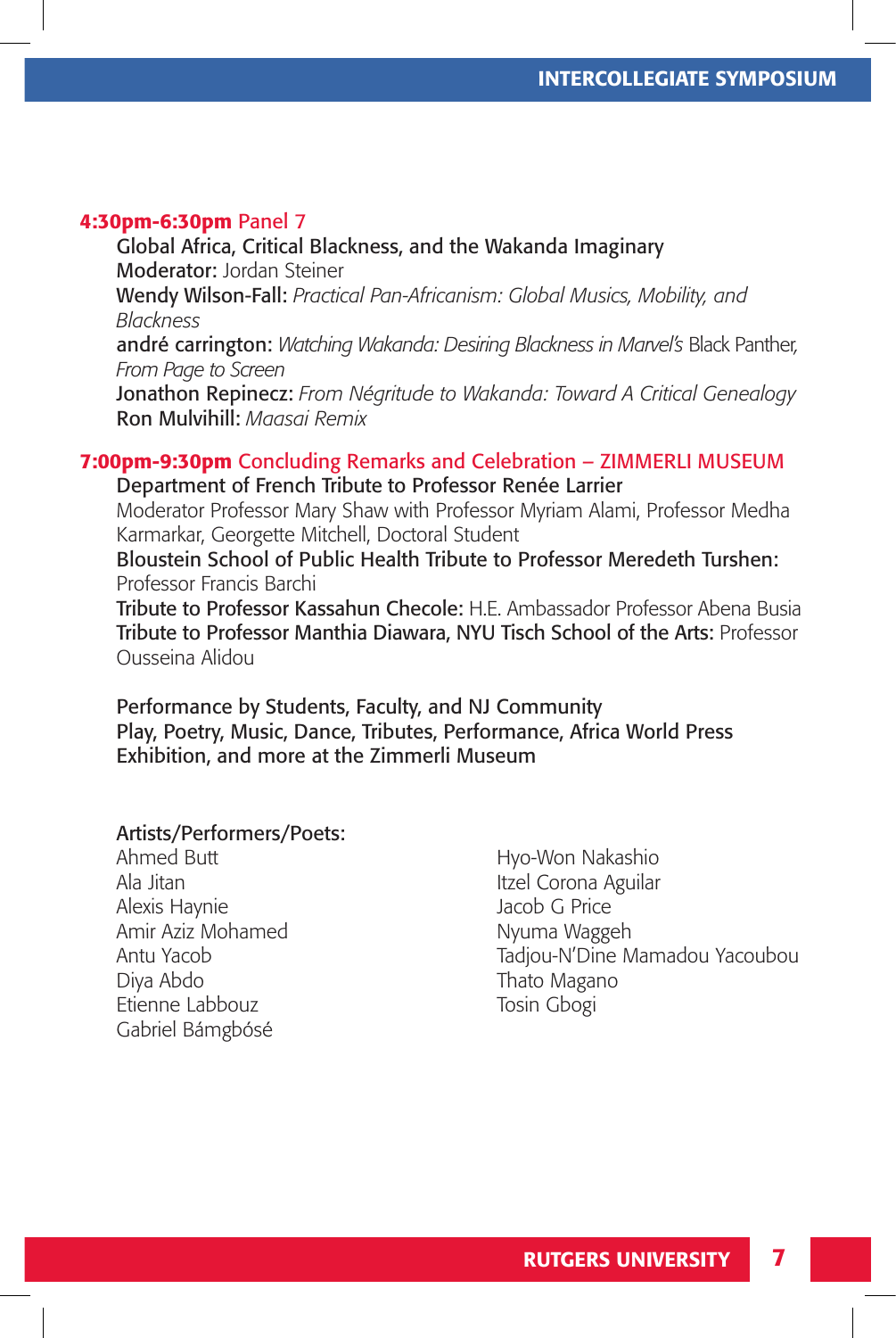**4:30pm-6:30pm** Panel 7

Global Africa, Critical Blackness, and the Wakanda Imaginary

**Moderator:** Jordan Steiner

**Wendy Wilson-Fall:** *Practical Pan-Africanism: Global Musics, Mobility, and Blackness*

**andré carrington:** *Watching Wakanda: Desiring Blackness in Marvel's* Black Panther, *From Page to Screen*

**Jonathon Repinecz:** *From Négritude to Wakanda: Toward A Critical Genealogy*

**Ron Mulvihill:** *Maasai Remix*

**7:00pm-9:30pm** Concluding Remarks and Celebration – ZIMMERLI MUSEUM

Department of French Tribute to Professor Renée Larrier

Moderator Professor Mary Shaw with Professor Myriam Alami, Professor Medha Karmarkar, Georgette Mitchell, Doctoral Student

**Bloustein School of Public Health Tribute to Professor Meredeth Turshen:** Professor Francis Barchi

**Tribute to Professor Kassahun Checole:** H.E. Ambassador Professor Abena Busia

**Tribute to Professor Manthia Diawara, NYU Tisch School of the Arts:** Professor Ousseina Alidou

Performance by Students, Faculty, and NJ Community

Play, Poetry, Music, Dance, Tributes, Performance, Africa World Press Exhibition, and more at the Zimmerli Museum

Artists/Performers/Poets:

Ahmed Butt
Ala Jitan
Alexis Haynie
Amir Aziz Mohamed
Antu Yacob
Diya Abdo
Etienne Labbouz
Gabriel Bámgbósé
Hyo-Won Nakashio
Itzel Corona Aguilar
Jacob G Price
Nyuma Waggeh
Tadjou-N'Dine Mamadou Yacoubou
Thato Magano
Tosin Gbogi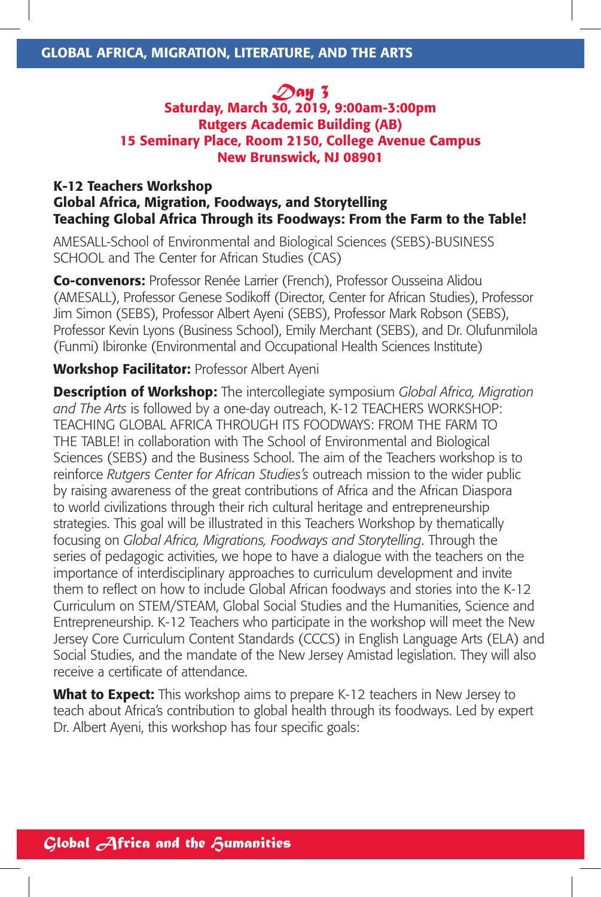## Day 3

**Saturday, March 30, 2019, 9:00am-3:00pm**
**Rutgers Academic Building (AB)**
**15 Seminary Place, Room 2150, College Avenue Campus**
**New Brunswick, NJ 08901**

### K-12 Teachers Workshop
### Global Africa, Migration, Foodways, and Storytelling
### Teaching Global Africa Through its Foodways: From the Farm to the Table!

AMESALL-School of Environmental and Biological Sciences (SEBS)-BUSINESS SCHOOL and The Center for African Studies (CAS)

**Co-convenors:** Professor Renée Larrier (French), Professor Ousseina Alidou (AMESALL), Professor Genese Sodikoff (Director, Center for African Studies), Professor Jim Simon (SEBS), Professor Albert Ayeni (SEBS), Professor Mark Robson (SEBS), Professor Kevin Lyons (Business School), Emily Merchant (SEBS), and Dr. Olufunmilola (Funmi) Ibironke (Environmental and Occupational Health Sciences Institute)

**Workshop Facilitator:** Professor Albert Ayeni

**Description of Workshop:** The intercollegiate symposium *Global Africa, Migration and The Arts* is followed by a one-day outreach, K-12 TEACHERS WORKSHOP: TEACHING GLOBAL AFRICA THROUGH ITS FOODWAYS: FROM THE FARM TO THE TABLE! in collaboration with The School of Environmental and Biological Sciences (SEBS) and the Business School. The aim of the Teachers workshop is to reinforce *Rutgers Center for African Studies's* outreach mission to the wider public by raising awareness of the great contributions of Africa and the African Diaspora to world civilizations through their rich cultural heritage and entrepreneurship strategies. This goal will be illustrated in this Teachers Workshop by thematically focusing on *Global Africa, Migrations, Foodways and Storytelling*. Through the series of pedagogic activities, we hope to have a dialogue with the teachers on the importance of interdisciplinary approaches to curriculum development and invite them to reflect on how to include Global African foodways and stories into the K-12 Curriculum on STEM/STEAM, Global Social Studies and the Humanities, Science and Entrepreneurship. K-12 Teachers who participate in the workshop will meet the New Jersey Core Curriculum Content Standards (CCCS) in English Language Arts (ELA) and Social Studies, and the mandate of the New Jersey Amistad legislation. They will also receive a certificate of attendance.

**What to Expect:** This workshop aims to prepare K-12 teachers in New Jersey to teach about Africa's contribution to global health through its foodways. Led by expert Dr. Albert Ayeni, this workshop has four specific goals: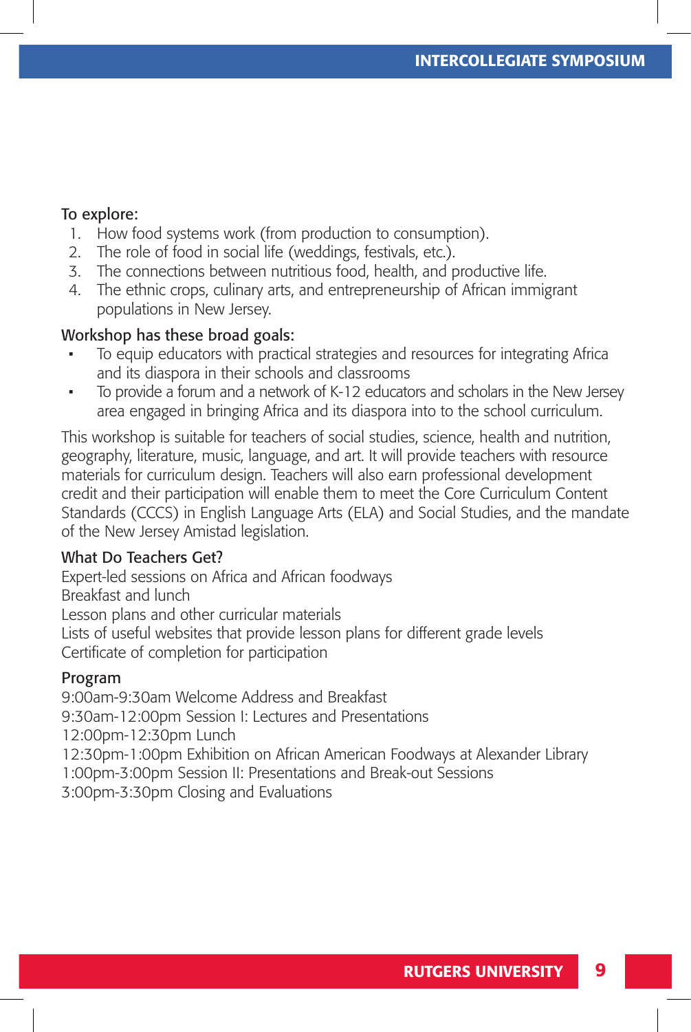To explore:

1. How food systems work (from production to consumption).
2. The role of food in social life (weddings, festivals, etc.).
3. The connections between nutritious food, health, and productive life.
4. The ethnic crops, culinary arts, and entrepreneurship of African immigrant populations in New Jersey.

Workshop has these broad goals:

- To equip educators with practical strategies and resources for integrating Africa and its diaspora in their schools and classrooms
- To provide a forum and a network of K-12 educators and scholars in the New Jersey area engaged in bringing Africa and its diaspora into to the school curriculum.

This workshop is suitable for teachers of social studies, science, health and nutrition, geography, literature, music, language, and art. It will provide teachers with resource materials for curriculum design. Teachers will also earn professional development credit and their participation will enable them to meet the Core Curriculum Content Standards (CCCS) in English Language Arts (ELA) and Social Studies, and the mandate of the New Jersey Amistad legislation.

What Do Teachers Get?

Expert-led sessions on Africa and African foodways
Breakfast and lunch
Lesson plans and other curricular materials
Lists of useful websites that provide lesson plans for different grade levels
Certificate of completion for participation

Program

9:00am-9:30am Welcome Address and Breakfast
9:30am-12:00pm Session I: Lectures and Presentations
12:00pm-12:30pm Lunch
12:30pm-1:00pm Exhibition on African American Foodways at Alexander Library
1:00pm-3:00pm Session II: Presentations and Break-out Sessions
3:00pm-3:30pm Closing and Evaluations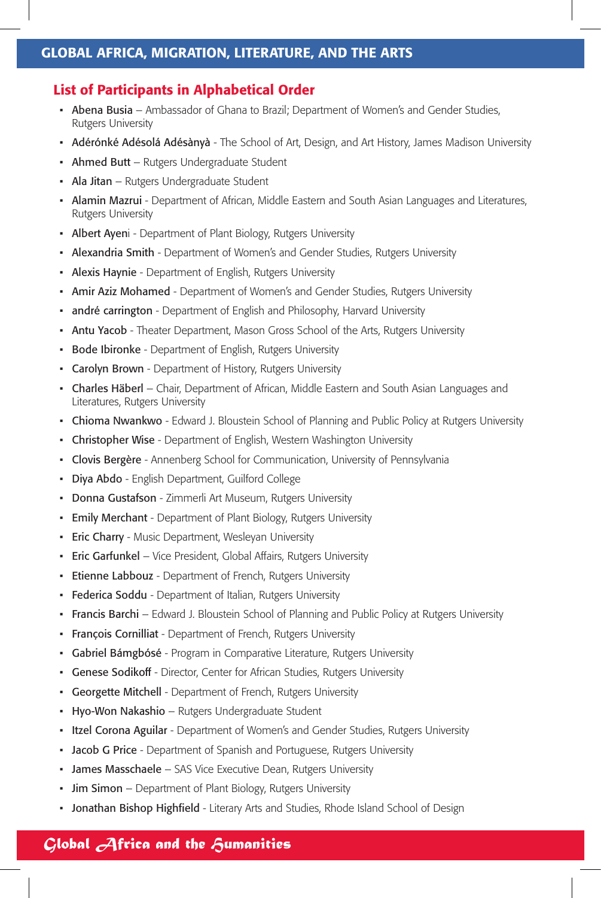## List of Participants in Alphabetical Order

- **Abena Busia** – Ambassador of Ghana to Brazil; Department of Women's and Gender Studies, Rutgers University
- **Adérónké Adésolá Adésànyà** - The School of Art, Design, and Art History, James Madison University
- **Ahmed Butt** – Rutgers Undergraduate Student
- **Ala Jitan** – Rutgers Undergraduate Student
- **Alamin Mazrui** - Department of African, Middle Eastern and South Asian Languages and Literatures, Rutgers University
- **Albert Ayeni** - Department of Plant Biology, Rutgers University
- **Alexandria Smith** - Department of Women's and Gender Studies, Rutgers University
- **Alexis Haynie** - Department of English, Rutgers University
- **Amir Aziz Mohamed** - Department of Women's and Gender Studies, Rutgers University
- **andré carrington** - Department of English and Philosophy, Harvard University
- **Antu Yacob** - Theater Department, Mason Gross School of the Arts, Rutgers University
- **Bode Ibironke** - Department of English, Rutgers University
- **Carolyn Brown** - Department of History, Rutgers University
- **Charles Häberl** – Chair, Department of African, Middle Eastern and South Asian Languages and Literatures, Rutgers University
- **Chioma Nwankwo** - Edward J. Bloustein School of Planning and Public Policy at Rutgers University
- **Christopher Wise** - Department of English, Western Washington University
- **Clovis Bergère** - Annenberg School for Communication, University of Pennsylvania
- **Diya Abdo** - English Department, Guilford College
- **Donna Gustafson** - Zimmerli Art Museum, Rutgers University
- **Emily Merchant** - Department of Plant Biology, Rutgers University
- **Eric Charry** - Music Department, Wesleyan University
- **Eric Garfunkel** – Vice President, Global Affairs, Rutgers University
- **Etienne Labbouz** - Department of French, Rutgers University
- **Federica Soddu** - Department of Italian, Rutgers University
- **Francis Barchi** – Edward J. Bloustein School of Planning and Public Policy at Rutgers University
- **François Cornilliat** - Department of French, Rutgers University
- **Gabriel Bámgbósé** - Program in Comparative Literature, Rutgers University
- **Genese Sodikoff** - Director, Center for African Studies, Rutgers University
- **Georgette Mitchell** - Department of French, Rutgers University
- **Hyo-Won Nakashio** – Rutgers Undergraduate Student
- **Itzel Corona Aguilar** - Department of Women's and Gender Studies, Rutgers University
- **Jacob G Price** - Department of Spanish and Portuguese, Rutgers University
- **James Masschaele** – SAS Vice Executive Dean, Rutgers University
- **Jim Simon** – Department of Plant Biology, Rutgers University
- **Jonathan Bishop Highfield** - Literary Arts and Studies, Rhode Island School of Design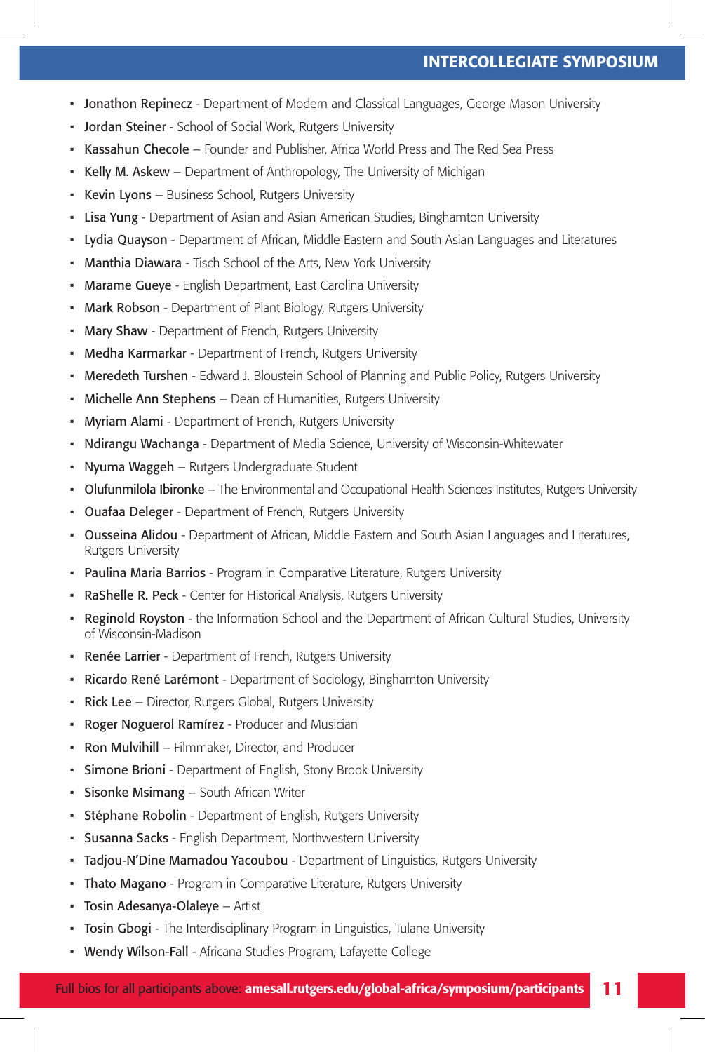- **Jonathon Repinecz** - Department of Modern and Classical Languages, George Mason University
- **Jordan Steiner** - School of Social Work, Rutgers University
- **Kassahun Checole** – Founder and Publisher, Africa World Press and The Red Sea Press
- **Kelly M. Askew** – Department of Anthropology, The University of Michigan
- **Kevin Lyons** – Business School, Rutgers University
- **Lisa Yung** - Department of Asian and Asian American Studies, Binghamton University
- **Lydia Quayson** - Department of African, Middle Eastern and South Asian Languages and Literatures
- **Manthia Diawara** - Tisch School of the Arts, New York University
- **Marame Gueye** - English Department, East Carolina University
- **Mark Robson** - Department of Plant Biology, Rutgers University
- **Mary Shaw** - Department of French, Rutgers University
- **Medha Karmarkar** - Department of French, Rutgers University
- **Meredeth Turshen** - Edward J. Bloustein School of Planning and Public Policy, Rutgers University
- **Michelle Ann Stephens** – Dean of Humanities, Rutgers University
- **Myriam Alami** - Department of French, Rutgers University
- **Ndirangu Wachanga** - Department of Media Science, University of Wisconsin-Whitewater
- **Nyuma Waggeh** – Rutgers Undergraduate Student
- **Olufunmilola Ibironke** – The Environmental and Occupational Health Sciences Institutes, Rutgers University
- **Ouafaa Deleger** - Department of French, Rutgers University
- **Ousseina Alidou** - Department of African, Middle Eastern and South Asian Languages and Literatures, Rutgers University
- **Paulina Maria Barrios** - Program in Comparative Literature, Rutgers University
- **RaShelle R. Peck** - Center for Historical Analysis, Rutgers University
- **Reginold Royston** - the Information School and the Department of African Cultural Studies, University of Wisconsin-Madison
- **Renée Larrier** - Department of French, Rutgers University
- **Ricardo René Larémont** - Department of Sociology, Binghamton University
- **Rick Lee** – Director, Rutgers Global, Rutgers University
- **Roger Noguerol Ramírez** - Producer and Musician
- **Ron Mulvihill** – Filmmaker, Director, and Producer
- **Simone Brioni** - Department of English, Stony Brook University
- **Sisonke Msimang** – South African Writer
- **Stéphane Robolin** - Department of English, Rutgers University
- **Susanna Sacks** - English Department, Northwestern University
- **Tadjou-N'Dine Mamadou Yacoubou** - Department of Linguistics, Rutgers University
- **Thato Magano** - Program in Comparative Literature, Rutgers University
- **Tosin Adesanya-Olaleye** – Artist
- **Tosin Gbogi** - The Interdisciplinary Program in Linguistics, Tulane University
- **Wendy Wilson-Fall** - Africana Studies Program, Lafayette College

Full bios for all participants above: **amesall.rutgers.edu/global-africa/symposium/participants**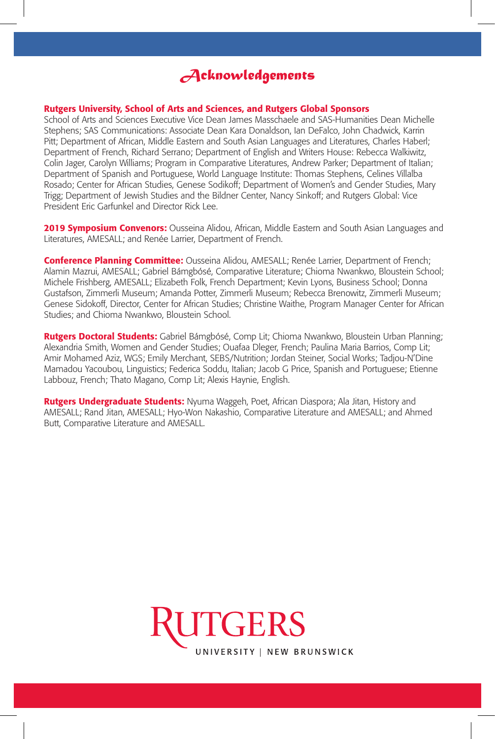# Acknowledgements

**Rutgers University, School of Arts and Sciences, and Rutgers Global Sponsors**
School of Arts and Sciences Executive Vice Dean James Masschaele and SAS-Humanities Dean Michelle Stephens; SAS Communications: Associate Dean Kara Donaldson, Ian DeFalco, John Chadwick, Karrin Pitt; Department of African, Middle Eastern and South Asian Languages and Literatures, Charles Haberl; Department of French, Richard Serrano; Department of English and Writers House: Rebecca Walkiwitz, Colin Jager, Carolyn Williams; Program in Comparative Literatures, Andrew Parker; Department of Italian; Department of Spanish and Portuguese, World Language Institute: Thomas Stephens, Celines Villalba Rosado; Center for African Studies, Genese Sodikoff; Department of Women's and Gender Studies, Mary Trigg; Department of Jewish Studies and the Bildner Center, Nancy Sinkoff; and Rutgers Global: Vice President Eric Garfunkel and Director Rick Lee.

**2019 Symposium Convenors:** Ousseina Alidou, African, Middle Eastern and South Asian Languages and Literatures, AMESALL; and Renée Larrier, Department of French.

**Conference Planning Committee:** Ousseina Alidou, AMESALL; Renée Larrier, Department of French; Alamin Mazrui, AMESALL; Gabriel Bámgbósé, Comparative Literature; Chioma Nwankwo, Bloustein School; Michele Frishberg, AMESALL; Elizabeth Folk, French Department; Kevin Lyons, Business School; Donna Gustafson, Zimmerli Museum; Amanda Potter, Zimmerli Museum; Rebecca Brenowitz, Zimmerli Museum; Genese Sidokoff, Director, Center for African Studies; Christine Waithe, Program Manager Center for African Studies; and Chioma Nwankwo, Bloustein School.

**Rutgers Doctoral Students:** Gabriel Bámgbósé, Comp Lit; Chioma Nwankwo, Bloustein Urban Planning; Alexandria Smith, Women and Gender Studies; Ouafaa Dleger, French; Paulina Maria Barrios, Comp Lit; Amir Mohamed Aziz, WGS; Emily Merchant, SEBS/Nutrition; Jordan Steiner, Social Works; Tadjou-N'Dine Mamadou Yacoubou, Linguistics; Federica Soddu, Italian; Jacob G Price, Spanish and Portuguese; Etienne Labbouz, French; Thato Magano, Comp Lit; Alexis Haynie, English.

**Rutgers Undergraduate Students:** Nyuma Waggeh, Poet, African Diaspora; Ala Jitan, History and AMESALL; Rand Jitan, AMESALL; Hyo-Won Nakashio, Comparative Literature and AMESALL; and Ahmed Butt, Comparative Literature and AMESALL.

RUTGERS
UNIVERSITY | NEW BRUNSWICK